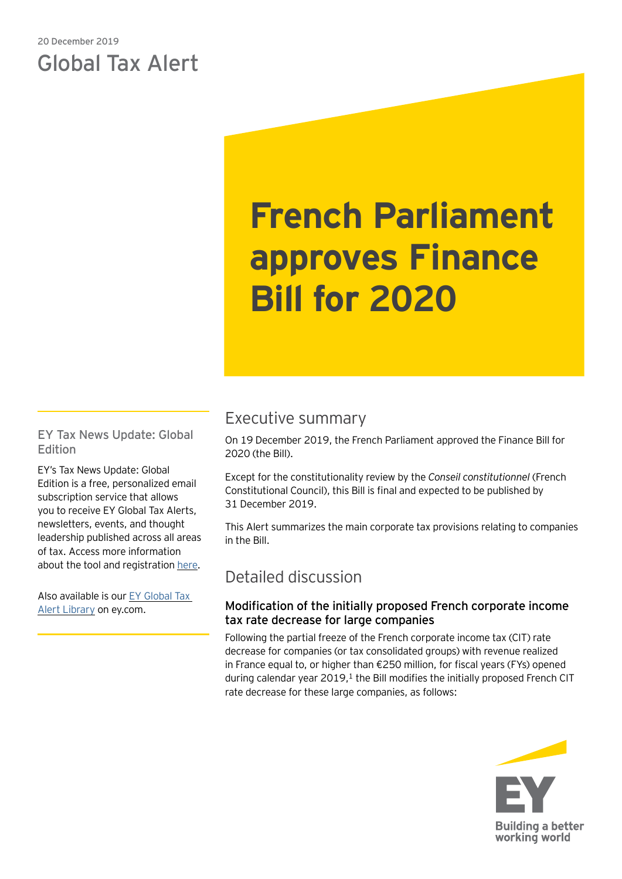20 December 2019

Global Tax Alert

# French Parliament approves Finance Bill for 2020

## Executive summary

On 19 December 2019, the French Parliament approved the Finance Bill for 2020 (the Bill).

Except for the constitutionality review by the *Conseil constitutionnel* (French Constitutional Council), this Bill is final and expected to be published by 31 December 2019.

This Alert summarizes the main corporate tax provisions relating to companies in the Bill.

## Detailed discussion

### Modification of the initially proposed French corporate income tax rate decrease for large companies

Following the partial freeze of the French corporate income tax (CIT) rate decrease for companies (or tax consolidated groups) with revenue realized in France equal to, or higher than €250 million, for fiscal years (FYs) opened during calendar year 2019,[1] the Bill modifies the initially proposed French CIT rate decrease for these large companies, as follows:

### EY Tax News Update: Global Edition

EY's Tax News Update: Global Edition is a free, personalized email subscription service that allows you to receive EY Global Tax Alerts, newsletters, events, and thought leadership published across all areas of tax. Access more information about the tool and registration here.

Also available is our EY Global Tax Alert Library on ey.com.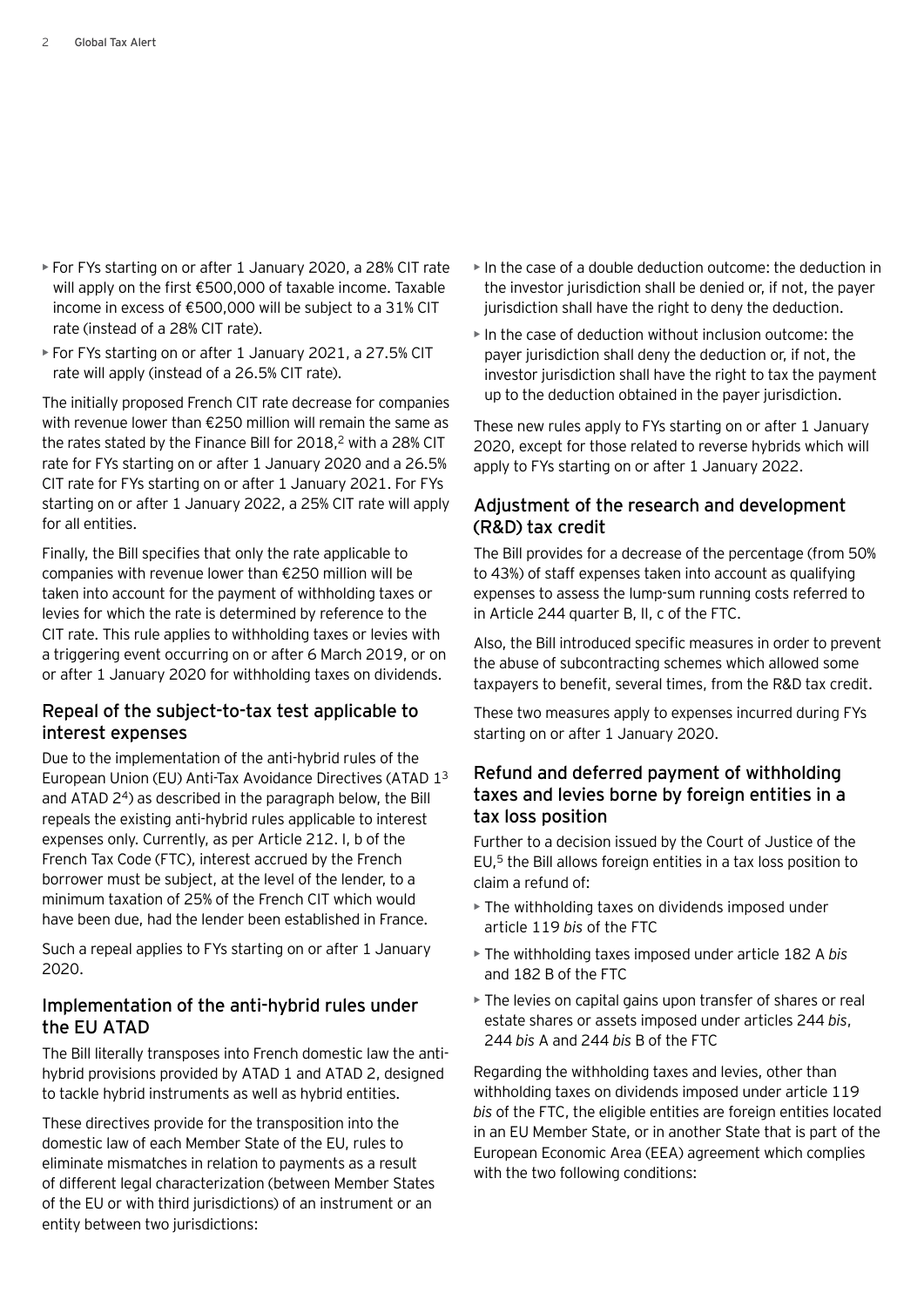- For FYs starting on or after 1 January 2020, a 28% CIT rate will apply on the first €500,000 of taxable income. Taxable income in excess of €500,000 will be subject to a 31% CIT rate (instead of a 28% CIT rate).
- For FYs starting on or after 1 January 2021, a 27.5% CIT rate will apply (instead of a 26.5% CIT rate).

The initially proposed French CIT rate decrease for companies with revenue lower than €250 million will remain the same as the rates stated by the Finance Bill for 2018,[2] with a 28% CIT rate for FYs starting on or after 1 January 2020 and a 26.5% CIT rate for FYs starting on or after 1 January 2021. For FYs starting on or after 1 January 2022, a 25% CIT rate will apply for all entities.

Finally, the Bill specifies that only the rate applicable to companies with revenue lower than €250 million will be taken into account for the payment of withholding taxes or levies for which the rate is determined by reference to the CIT rate. This rule applies to withholding taxes or levies with a triggering event occurring on or after 6 March 2019, or on or after 1 January 2020 for withholding taxes on dividends.

## Repeal of the subject-to-tax test applicable to interest expenses

Due to the implementation of the anti-hybrid rules of the European Union (EU) Anti-Tax Avoidance Directives (ATAD 1[3] and ATAD 2[4]) as described in the paragraph below, the Bill repeals the existing anti-hybrid rules applicable to interest expenses only. Currently, as per Article 212. I, b of the French Tax Code (FTC), interest accrued by the French borrower must be subject, at the level of the lender, to a minimum taxation of 25% of the French CIT which would have been due, had the lender been established in France.

Such a repeal applies to FYs starting on or after 1 January 2020.

## Implementation of the anti-hybrid rules under the EU ATAD

The Bill literally transposes into French domestic law the anti-hybrid provisions provided by ATAD 1 and ATAD 2, designed to tackle hybrid instruments as well as hybrid entities.

These directives provide for the transposition into the domestic law of each Member State of the EU, rules to eliminate mismatches in relation to payments as a result of different legal characterization (between Member States of the EU or with third jurisdictions) of an instrument or an entity between two jurisdictions:

- In the case of a double deduction outcome: the deduction in the investor jurisdiction shall be denied or, if not, the payer jurisdiction shall have the right to deny the deduction.
- In the case of deduction without inclusion outcome: the payer jurisdiction shall deny the deduction or, if not, the investor jurisdiction shall have the right to tax the payment up to the deduction obtained in the payer jurisdiction.

These new rules apply to FYs starting on or after 1 January 2020, except for those related to reverse hybrids which will apply to FYs starting on or after 1 January 2022.

## Adjustment of the research and development (R&D) tax credit

The Bill provides for a decrease of the percentage (from 50% to 43%) of staff expenses taken into account as qualifying expenses to assess the lump-sum running costs referred to in Article 244 quarter B, II, c of the FTC.

Also, the Bill introduced specific measures in order to prevent the abuse of subcontracting schemes which allowed some taxpayers to benefit, several times, from the R&D tax credit.

These two measures apply to expenses incurred during FYs starting on or after 1 January 2020.

## Refund and deferred payment of withholding taxes and levies borne by foreign entities in a tax loss position

Further to a decision issued by the Court of Justice of the EU,[5] the Bill allows foreign entities in a tax loss position to claim a refund of:

- The withholding taxes on dividends imposed under article 119 *bis* of the FTC
- The withholding taxes imposed under article 182 A *bis* and 182 B of the FTC
- The levies on capital gains upon transfer of shares or real estate shares or assets imposed under articles 244 *bis*, 244 *bis* A and 244 *bis* B of the FTC

Regarding the withholding taxes and levies, other than withholding taxes on dividends imposed under article 119 *bis* of the FTC, the eligible entities are foreign entities located in an EU Member State, or in another State that is part of the European Economic Area (EEA) agreement which complies with the two following conditions: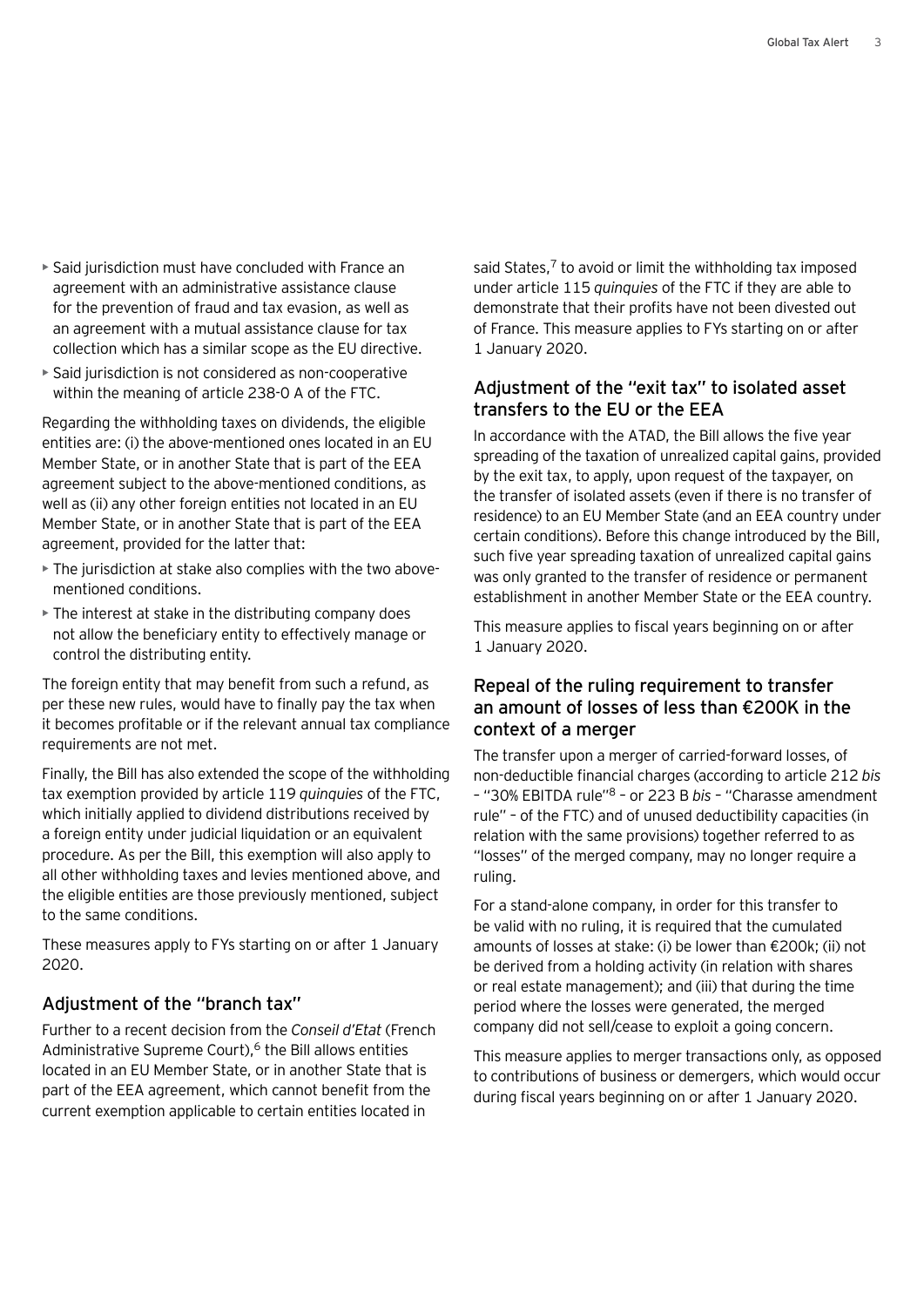- Said jurisdiction must have concluded with France an agreement with an administrative assistance clause for the prevention of fraud and tax evasion, as well as an agreement with a mutual assistance clause for tax collection which has a similar scope as the EU directive.
- Said jurisdiction is not considered as non-cooperative within the meaning of article 238-0 A of the FTC.

Regarding the withholding taxes on dividends, the eligible entities are: (i) the above-mentioned ones located in an EU Member State, or in another State that is part of the EEA agreement subject to the above-mentioned conditions, as well as (ii) any other foreign entities not located in an EU Member State, or in another State that is part of the EEA agreement, provided for the latter that:

- The jurisdiction at stake also complies with the two above-mentioned conditions.
- The interest at stake in the distributing company does not allow the beneficiary entity to effectively manage or control the distributing entity.

The foreign entity that may benefit from such a refund, as per these new rules, would have to finally pay the tax when it becomes profitable or if the relevant annual tax compliance requirements are not met.

Finally, the Bill has also extended the scope of the withholding tax exemption provided by article 119 *quinquies* of the FTC, which initially applied to dividend distributions received by a foreign entity under judicial liquidation or an equivalent procedure. As per the Bill, this exemption will also apply to all other withholding taxes and levies mentioned above, and the eligible entities are those previously mentioned, subject to the same conditions.

These measures apply to FYs starting on or after 1 January 2020.

## Adjustment of the "branch tax"

Further to a recent decision from the *Conseil d'Etat* (French Administrative Supreme Court),[6] the Bill allows entities located in an EU Member State, or in another State that is part of the EEA agreement, which cannot benefit from the current exemption applicable to certain entities located in said States,[7] to avoid or limit the withholding tax imposed under article 115 *quinquies* of the FTC if they are able to demonstrate that their profits have not been divested out of France. This measure applies to FYs starting on or after 1 January 2020.

## Adjustment of the "exit tax" to isolated asset transfers to the EU or the EEA

In accordance with the ATAD, the Bill allows the five year spreading of the taxation of unrealized capital gains, provided by the exit tax, to apply, upon request of the taxpayer, on the transfer of isolated assets (even if there is no transfer of residence) to an EU Member State (and an EEA country under certain conditions). Before this change introduced by the Bill, such five year spreading taxation of unrealized capital gains was only granted to the transfer of residence or permanent establishment in another Member State or the EEA country.

This measure applies to fiscal years beginning on or after 1 January 2020.

## Repeal of the ruling requirement to transfer an amount of losses of less than €200K in the context of a merger

The transfer upon a merger of carried-forward losses, of non-deductible financial charges (according to article 212 *bis* – "30% EBITDA rule"[8] – or 223 B *bis* – "Charasse amendment rule" – of the FTC) and of unused deductibility capacities (in relation with the same provisions) together referred to as "losses" of the merged company, may no longer require a ruling.

For a stand-alone company, in order for this transfer to be valid with no ruling, it is required that the cumulated amounts of losses at stake: (i) be lower than €200k; (ii) not be derived from a holding activity (in relation with shares or real estate management); and (iii) that during the time period where the losses were generated, the merged company did not sell/cease to exploit a going concern.

This measure applies to merger transactions only, as opposed to contributions of business or demergers, which would occur during fiscal years beginning on or after 1 January 2020.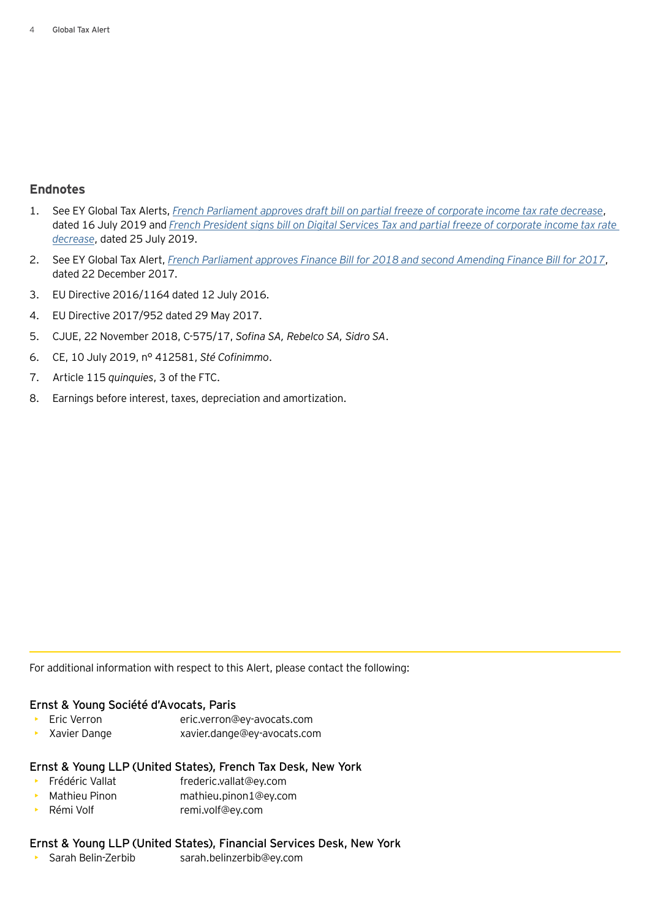## Endnotes

1. See EY Global Tax Alerts, *French Parliament approves draft bill on partial freeze of corporate income tax rate decrease*, dated 16 July 2019 and *French President signs bill on Digital Services Tax and partial freeze of corporate income tax rate decrease*, dated 25 July 2019.
2. See EY Global Tax Alert, *French Parliament approves Finance Bill for 2018 and second Amending Finance Bill for 2017*, dated 22 December 2017.
3. EU Directive 2016/1164 dated 12 July 2016.
4. EU Directive 2017/952 dated 29 May 2017.
5. CJUE, 22 November 2018, C-575/17, *Sofina SA, Rebelco SA, Sidro SA*.
6. CE, 10 July 2019, nº 412581, *Sté Cofinimmo*.
7. Article 115 *quinquies*, 3 of the FTC.
8. Earnings before interest, taxes, depreciation and amortization.

For additional information with respect to this Alert, please contact the following:

**Ernst & Young Société d'Avocats, Paris**

- Eric Verron eric.verron@ey-avocats.com
- Xavier Dange xavier.dange@ey-avocats.com

**Ernst & Young LLP (United States), French Tax Desk, New York**

- Frédéric Vallat frederic.vallat@ey.com
- Mathieu Pinon mathieu.pinon1@ey.com
- Rémi Volf remi.volf@ey.com

**Ernst & Young LLP (United States), Financial Services Desk, New York**

- Sarah Belin-Zerbib sarah.belinzerbib@ey.com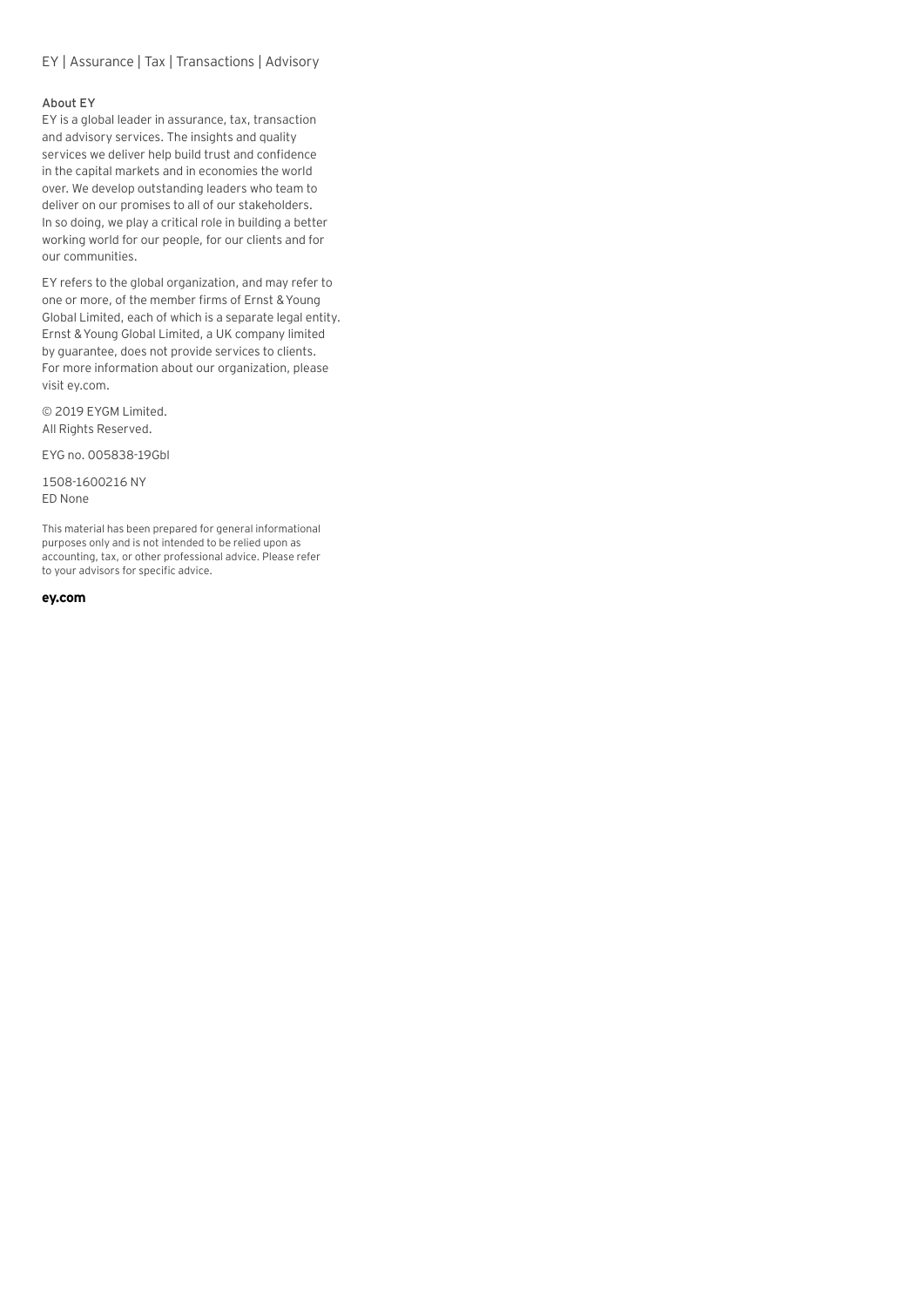EY | Assurance | Tax | Transactions | Advisory

## About EY

EY is a global leader in assurance, tax, transaction and advisory services. The insights and quality services we deliver help build trust and confidence in the capital markets and in economies the world over. We develop outstanding leaders who team to deliver on our promises to all of our stakeholders. In so doing, we play a critical role in building a better working world for our people, for our clients and for our communities.

EY refers to the global organization, and may refer to one or more, of the member firms of Ernst & Young Global Limited, each of which is a separate legal entity. Ernst & Young Global Limited, a UK company limited by guarantee, does not provide services to clients. For more information about our organization, please visit ey.com.

© 2019 EYGM Limited.
All Rights Reserved.

EYG no. 005838-19Gbl

1508-1600216 NY
ED None

This material has been prepared for general informational purposes only and is not intended to be relied upon as accounting, tax, or other professional advice. Please refer to your advisors for specific advice.

**ey.com**